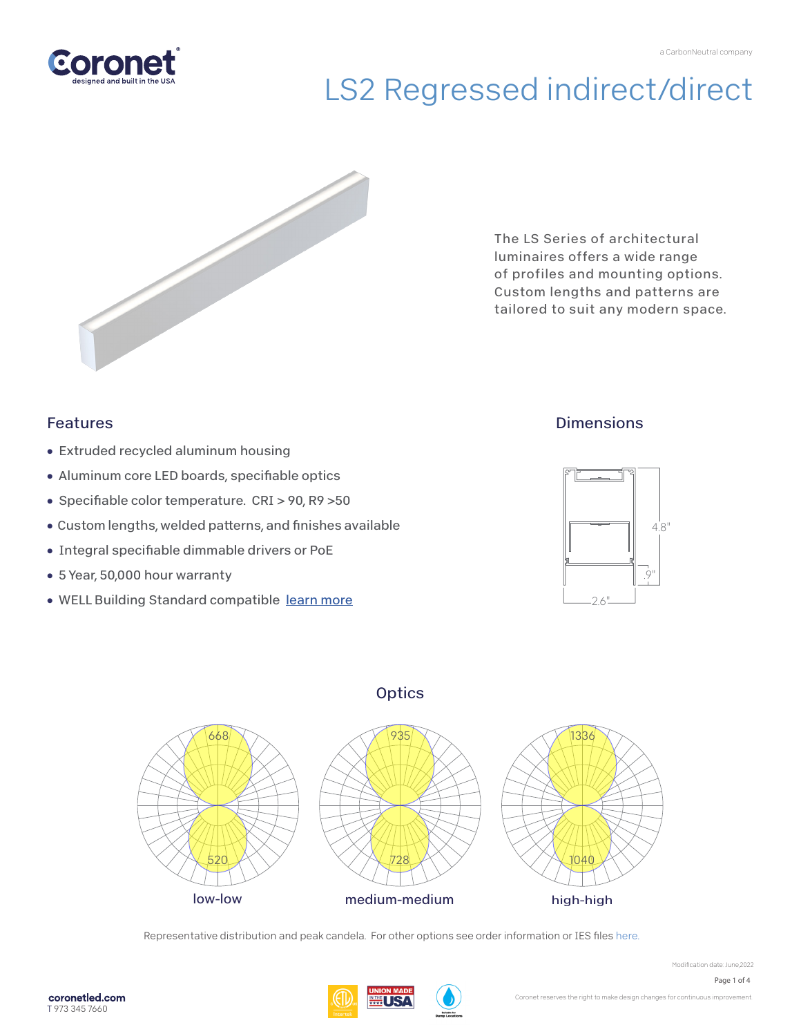a CarbonNeutral company

# LS2 Regressed indirect/direct

The LS Series of architectural luminaires offers a wide range of profiles and mounting options. Custom lengths and patterns are tailored to suit any modern space.

## Features

- Extruded recycled aluminum housing
- Aluminum core LED boards, specifiable optics
- Specifiable color temperature. CRI > 90, R9 >50
- Custom lengths, welded patterns, and finishes available
- Integral specifiable dimmable drivers or PoE
- 5 Year, 50,000 hour warranty
- WELL Building Standard compatible [learn more]

## Dimensions

4.8"

.9"

2.6"

## Optics

| | low-low | medium-medium | high-high |
|---|---|---|---|
| Up (peak candela) | 668 | 935 | 1336 |
| Down (peak candela) | 520 | 728 | 1040 |

Representative distribution and peak candela. For other options see order information or IES files here.

Modification date: June,2022

coronetled.com
T 973 345 7660

Coronet reserves the right to make design changes for continuous improvement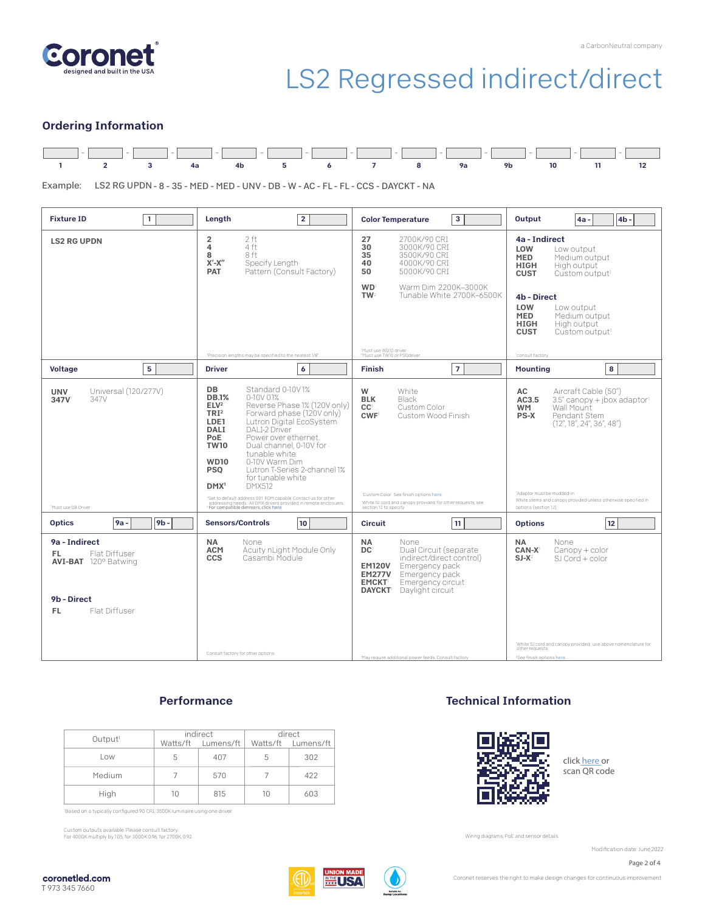# LS2 Regressed indirect/direct

a CarbonNeutral company

## Ordering Information

| 1 | 2 | 3 | 4a | 4b | 5 | 6 | 7 | 8 | 9a | 9b | 10 | 11 | 12 |
|---|---|---|---|---|---|---|---|---|---|---|---|---|---|

Example: LS2 RG UPDN - 8 - 35 - MED - MED - UNV - DB - W - AC - FL - FL - CCS - DAYCKT - NA

### Fixture ID [1]

**LS2 RG UPDN**

### Length [2]

| | |
|---|---|
| **2** | 2 ft |
| **4** | 4 ft |
| **8** | 8 ft |
| **X'-X"** | Specify Length[1] |
| **PAT** | Pattern (Consult Factory) |

[1]Precision lengths may be specified to the nearest 1/8"

### Color Temperature [3]

| | |
|---|---|
| **27** | 2700K/90 CRI |
| **30** | 3000K/90 CRI |
| **35** | 3500K/90 CRI |
| **40** | 4000K/90 CRI |
| **50** | 5000K/90 CRI |
| **WD**[1] | Warm Dim 2200K–3000K |
| **TW**[2] | Tunable White 2700K–6500K |

[1]Must use WD10 driver
[2]Must use TW10 or PSQdriver

### Output [4a - 4b -]

**4a - Indirect**

| | |
|---|---|
| **LOW** | Low output |
| **MED** | Medium output |
| **HIGH** | High output |
| **CUST** | Custom output[1] |

**4b - Direct**

| | |
|---|---|
| **LOW** | Low output |
| **MED** | Medium output |
| **HIGH** | High output |
| **CUST** | Custom output[1] |

[1]consult factory

### Voltage [5]

| | |
|---|---|
| **UNV** | Universal (120/277V) |
| **347V**[1] | 347V |

[1]Must use DB Driver

### Driver [6]

| | |
|---|---|
| **DB** | Standard 0-10V 1% |
| **DB.1%** | 0-10V 0.1% |
| **ELV**[2] | Reverse Phase 1% (120V only) |
| **TRI**[2] | Forward phase (120V only) |
| **LDE1** | Lutron Digital EcoSystem |
| **DALI** | DALI-2 Driver |
| **PoE** | Power over ethernet |
| **TW10** | Dual channel, 0-10V for tunable white |
| **WD10** | 0-10V Warm Dim |
| **PSQ** | Lutron T-Series 2-channel 1% for tunable white |
| **DMX**[1] | DMX512 |

[1]Set to default address 001. RDM capable. Contact us for other addressing needs. All DMX drivers provided in remote enclosures.
[2]For compatible dimmers, click here.

### Finish [7]

| | |
|---|---|
| **W** | White |
| **BLK** | Black |
| **CC**[1] | Custom Color |
| **CWF**[1] | Custom Wood Finish |

[1]Custom Color: See finish options here.
White SJ cord and canopy provided; for other requests, see section 12 to specify

### Mounting [8]

| | |
|---|---|
| **AC** | Aircraft Cable (50") |
| **AC3.5** | 3.5" canopy + jbox adaptor[1] |
| **WM** | Wall Mount |
| **PS-X** | Pendant Stem (12", 18", 24", 36", 48") |

[1]Adaptor must be mudded-in
White stems and canopy provided unless otherwise specified in options (section 12)

### Optics [9a - 9b -]

**9a - Indirect**

| | |
|---|---|
| **FL** | Flat Diffuser |
| **AVI-BAT** | 120º Batwing |

**9b - Direct**

| | |
|---|---|
| **FL** | Flat Diffuser |

### Sensors/Controls [10]

| | |
|---|---|
| **NA** | None |
| **ACM** | Acuity nLight Module Only |
| **CCS** | Casambi Module |

Consult factory for other options

### Circuit [11]

| | |
|---|---|
| **NA** | None |
| **DC**[1] | Dual Circuit (separate indirect/direct control) |
| **EM120V** | Emergency pack |
| **EM277V** | Emergency pack |
| **EMCKT**[1] | Emergency circuit |
| **DAYCKT**[1] | Daylight circuit |

[1]May require additional power feeds. Consult factory

### Options [12]

| | |
|---|---|
| **NA** | None |
| **CAN-X**[1] | Canopy + color |
| **SJ-X**[2] | SJ Cord + color |

[1]White SJ cord and canopy provided, use above nomenclature for other requests.
[2]See finish options here.

## Performance

| Output[1] | indirect | | direct | |
|---|---|---|---|---|
| | Watts/ft | Lumens/ft | Watts/ft | Lumens/ft |
| Low | 5 | 407 | 5 | 302 |
| Medium | 7 | 570 | 7 | 422 |
| High | 10 | 815 | 10 | 603 |

[1]Based on a typically configured 90 CRI, 3500K luminaire using one driver.

Custom outputs available. Please consult factory.
For 4000K multiply by 1.05, for 3000K 0.96, for 2700K, 0.92

## Technical Information

click here or scan QR code

Wiring diagrams, PoE and sensor details

Modification date: June,2022

coronetled.com
T 973 345 7660

Coronet reserves the right to make design changes for continuous improvement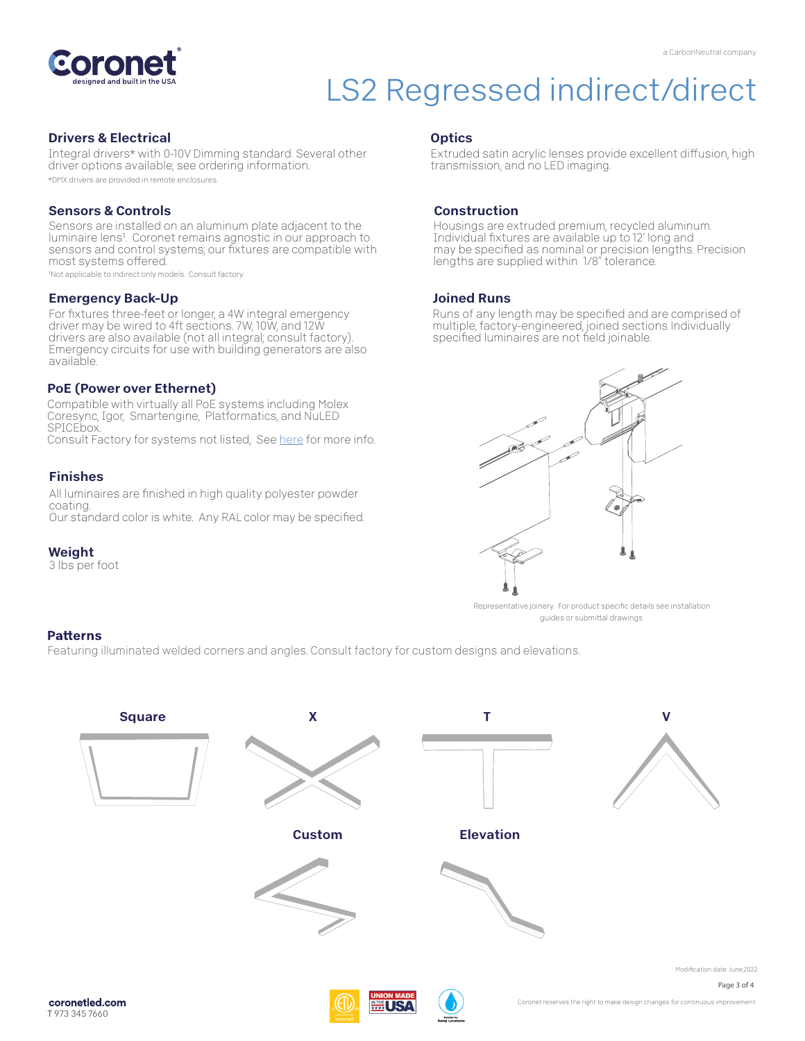# LS2 Regressed indirect/direct

a CarbonNeutral company

## Drivers & Electrical

Integral drivers* with 0-10V Dimming standard. Several other driver options available; see ordering information.

*DMX drivers are provided in remote enclosures.

## Sensors & Controls

Sensors are installed on an aluminum plate adjacent to the luminaire lens[1]. Coronet remains agnostic in our approach to sensors and control systems; our fixtures are compatible with most systems offered.

[1]Not applicable to indirect only models. Consult factory.

## Emergency Back-Up

For fixtures three-feet or longer, a 4W integral emergency driver may be wired to 4ft sections. 7W, 10W, and 12W drivers are also available (not all integral; consult factory). Emergency circuits for use with building generators are also available.

## PoE (Power over Ethernet)

Compatible with virtually all PoE systems including Molex Coresync, Igor, Smartengine, Platformatics, and NuLED SPICEbox.
Consult Factory for systems not listed, See here for more info.

## Finishes

All luminaires are finished in high quality polyester powder coating.
Our standard color is white. Any RAL color may be specified.

## Weight

3 lbs per foot

## Optics

Extruded satin acrylic lenses provide excellent diffusion, high transmission, and no LED imaging.

## Construction

Housings are extruded premium, recycled aluminum. Individual fixtures are available up to 12' long and may be specified as nominal or precision lengths. Precision lengths are supplied within 1/8" tolerance.

## Joined Runs

Runs of any length may be specified and are comprised of multiple, factory-engineered, joined sections Individually specified luminaires are not field joinable.

Representative joinery. For product specific details see installation guides or submittal drawings.

## Patterns

Featuring illuminated welded corners and angles. Consult factory for custom designs and elevations.

**Square** **X** **T** **V**

**Custom** **Elevation**

Modification date: June,2022

coronetled.com
T 973 345 7660

Coronet reserves the right to make design changes for continuous improvement.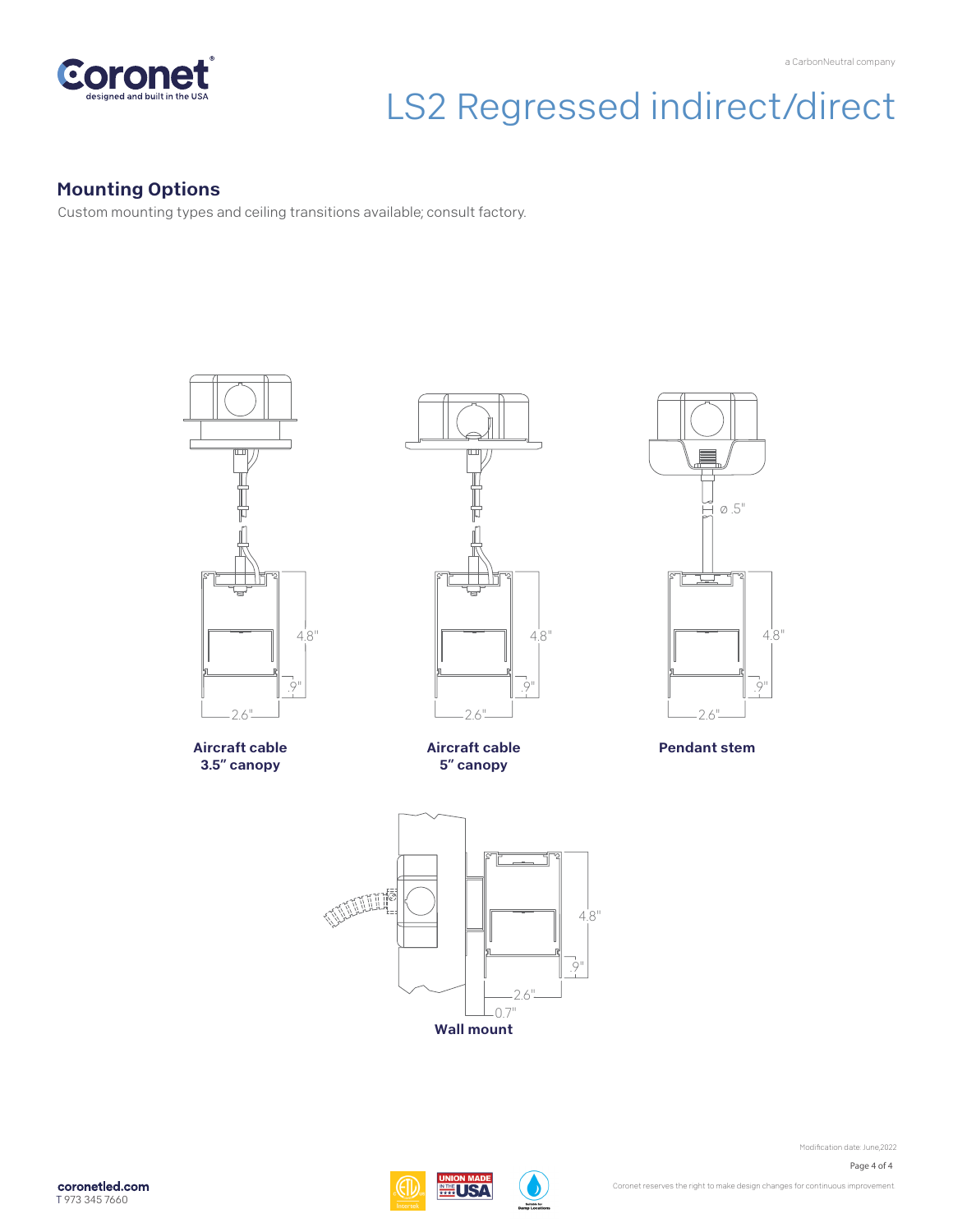# LS2 Regressed indirect/direct

## Mounting Options

Custom mounting types and ceiling transitions available; consult factory.

4.8"
.9"
2.6"

**Aircraft cable**
**3.5" canopy**

4.8"
.9"
2.6"

**Aircraft cable**
**5" canopy**

ø .5"
4.8"
.9"
2.6"

**Pendant stem**

4.8"
.9"
2.6"
0.7"

**Wall mount**

**coronetled.com**
T 973 345 7660

Modification date: June,2022

Coronet reserves the right to make design changes for continuous improvement